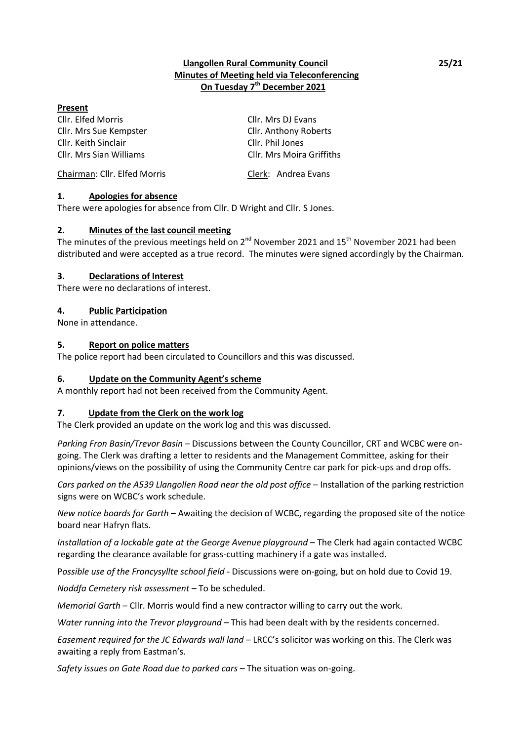# Llangollen Rural Community Council
## Minutes of Meeting held via Teleconferencing
## On Tuesday 7th December 2021

25/21

**Present**

Cllr. Elfed Morris
Cllr. Mrs DJ Evans
Cllr. Mrs Sue Kempster
Cllr. Anthony Roberts
Cllr. Keith Sinclair
Cllr. Phil Jones
Cllr. Mrs Sian Williams
Cllr. Mrs Moira Griffiths

Chairman: Cllr. Elfed Morris
Clerk: Andrea Evans

### 1. Apologies for absence

There were apologies for absence from Cllr. D Wright and Cllr. S Jones.

### 2. Minutes of the last council meeting

The minutes of the previous meetings held on 2nd November 2021 and 15th November 2021 had been distributed and were accepted as a true record. The minutes were signed accordingly by the Chairman.

### 3. Declarations of Interest

There were no declarations of interest.

### 4. Public Participation

None in attendance.

### 5. Report on police matters

The police report had been circulated to Councillors and this was discussed.

### 6. Update on the Community Agent's scheme

A monthly report had not been received from the Community Agent.

### 7. Update from the Clerk on the work log

The Clerk provided an update on the work log and this was discussed.

*Parking Fron Basin/Trevor Basin* – Discussions between the County Councillor, CRT and WCBC were on-going. The Clerk was drafting a letter to residents and the Management Committee, asking for their opinions/views on the possibility of using the Community Centre car park for pick-ups and drop offs.

*Cars parked on the A539 Llangollen Road near the old post office* – Installation of the parking restriction signs were on WCBC's work schedule.

*New notice boards for Garth* – Awaiting the decision of WCBC, regarding the proposed site of the notice board near Hafryn flats.

*Installation of a lockable gate at the George Avenue playground* – The Clerk had again contacted WCBC regarding the clearance available for grass-cutting machinery if a gate was installed.

P*ossible use of the Froncysyllte school field* - Discussions were on-going, but on hold due to Covid 19.

*Noddfa Cemetery risk assessment* – To be scheduled.

*Memorial Garth* – Cllr. Morris would find a new contractor willing to carry out the work.

*Water running into the Trevor playground* – This had been dealt with by the residents concerned.

*Easement required for the JC Edwards wall land* – LRCC's solicitor was working on this. The Clerk was awaiting a reply from Eastman's.

*Safety issues on Gate Road due to parked cars* – The situation was on-going.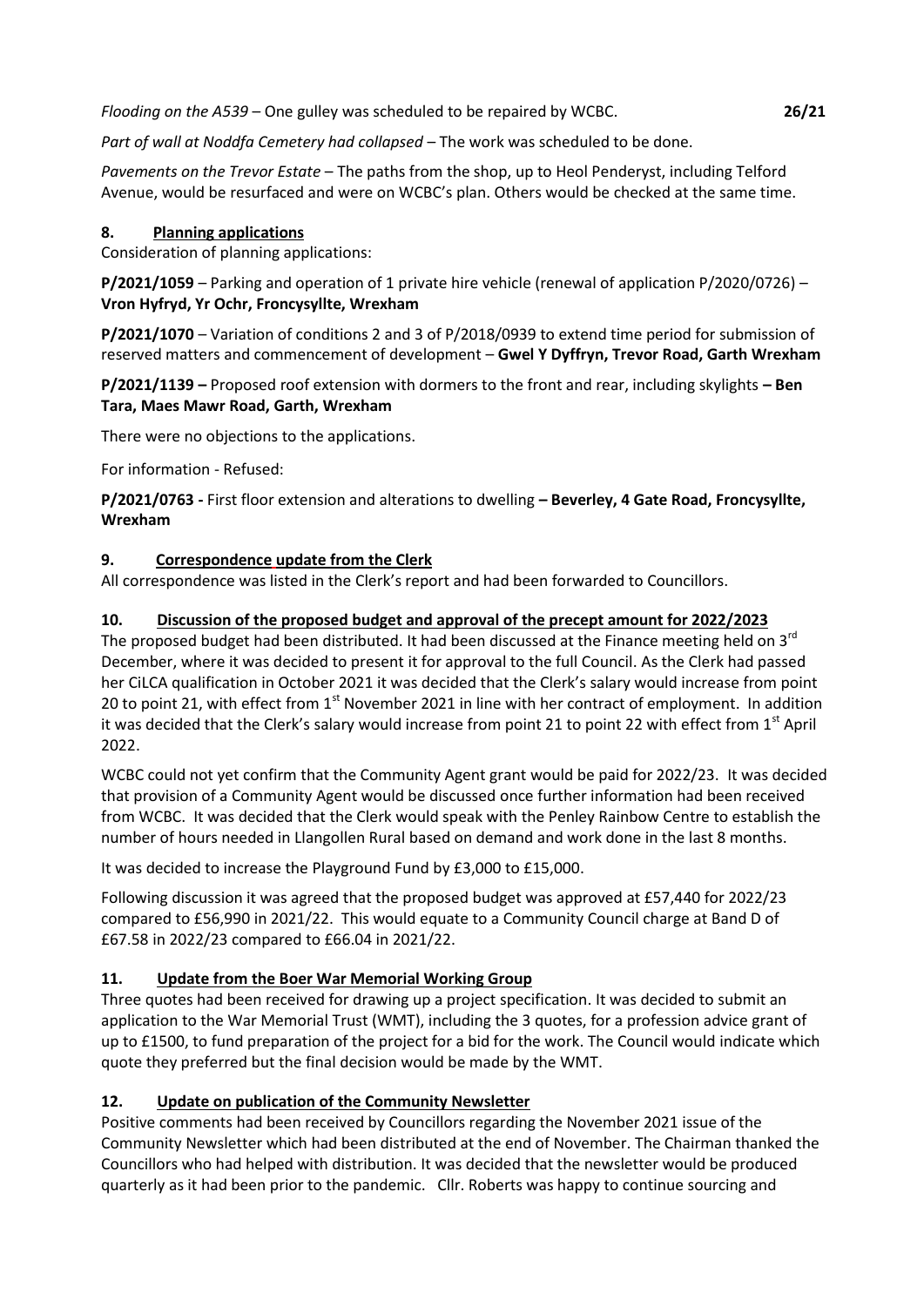*Flooding on the A539* – One gulley was scheduled to be repaired by WCBC. **26/21**

*Part of wall at Noddfa Cemetery had collapsed* – The work was scheduled to be done.

*Pavements on the Trevor Estate* – The paths from the shop, up to Heol Penderyst, including Telford Avenue, would be resurfaced and were on WCBC's plan. Others would be checked at the same time.

## 8. Planning applications

Consideration of planning applications:

**P/2021/1059** – Parking and operation of 1 private hire vehicle (renewal of application P/2020/0726) – **Vron Hyfryd, Yr Ochr, Froncysyllte, Wrexham**

**P/2021/1070** – Variation of conditions 2 and 3 of P/2018/0939 to extend time period for submission of reserved matters and commencement of development – **Gwel Y Dyffryn, Trevor Road, Garth Wrexham**

**P/2021/1139 –** Proposed roof extension with dormers to the front and rear, including skylights **– Ben Tara, Maes Mawr Road, Garth, Wrexham**

There were no objections to the applications.

For information - Refused:

**P/2021/0763 -** First floor extension and alterations to dwelling **– Beverley, 4 Gate Road, Froncysyllte, Wrexham**

## 9. Correspondence update from the Clerk

All correspondence was listed in the Clerk's report and had been forwarded to Councillors.

## 10. Discussion of the proposed budget and approval of the precept amount for 2022/2023

The proposed budget had been distributed. It had been discussed at the Finance meeting held on 3rd December, where it was decided to present it for approval to the full Council. As the Clerk had passed her CiLCA qualification in October 2021 it was decided that the Clerk's salary would increase from point 20 to point 21, with effect from 1st November 2021 in line with her contract of employment. In addition it was decided that the Clerk's salary would increase from point 21 to point 22 with effect from 1st April 2022.

WCBC could not yet confirm that the Community Agent grant would be paid for 2022/23. It was decided that provision of a Community Agent would be discussed once further information had been received from WCBC. It was decided that the Clerk would speak with the Penley Rainbow Centre to establish the number of hours needed in Llangollen Rural based on demand and work done in the last 8 months.

It was decided to increase the Playground Fund by £3,000 to £15,000.

Following discussion it was agreed that the proposed budget was approved at £57,440 for 2022/23 compared to £56,990 in 2021/22. This would equate to a Community Council charge at Band D of £67.58 in 2022/23 compared to £66.04 in 2021/22.

## 11. Update from the Boer War Memorial Working Group

Three quotes had been received for drawing up a project specification. It was decided to submit an application to the War Memorial Trust (WMT), including the 3 quotes, for a profession advice grant of up to £1500, to fund preparation of the project for a bid for the work. The Council would indicate which quote they preferred but the final decision would be made by the WMT.

## 12. Update on publication of the Community Newsletter

Positive comments had been received by Councillors regarding the November 2021 issue of the Community Newsletter which had been distributed at the end of November. The Chairman thanked the Councillors who had helped with distribution. It was decided that the newsletter would be produced quarterly as it had been prior to the pandemic. Cllr. Roberts was happy to continue sourcing and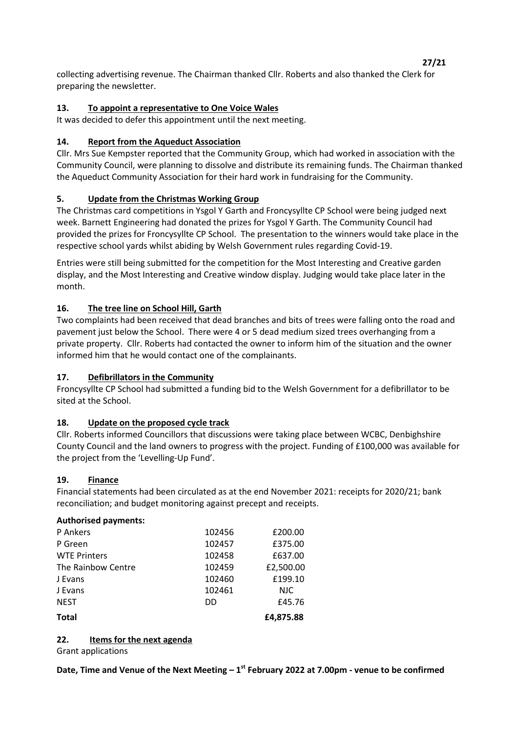collecting advertising revenue. The Chairman thanked Cllr. Roberts and also thanked the Clerk for preparing the newsletter.

**13. To appoint a representative to One Voice Wales**

It was decided to defer this appointment until the next meeting.

**14. Report from the Aqueduct Association**

Cllr. Mrs Sue Kempster reported that the Community Group, which had worked in association with the Community Council, were planning to dissolve and distribute its remaining funds. The Chairman thanked the Aqueduct Community Association for their hard work in fundraising for the Community.

**5. Update from the Christmas Working Group**

The Christmas card competitions in Ysgol Y Garth and Froncysyllte CP School were being judged next week. Barnett Engineering had donated the prizes for Ysgol Y Garth. The Community Council had provided the prizes for Froncysyllte CP School. The presentation to the winners would take place in the respective school yards whilst abiding by Welsh Government rules regarding Covid-19.

Entries were still being submitted for the competition for the Most Interesting and Creative garden display, and the Most Interesting and Creative window display. Judging would take place later in the month.

**16. The tree line on School Hill, Garth**

Two complaints had been received that dead branches and bits of trees were falling onto the road and pavement just below the School. There were 4 or 5 dead medium sized trees overhanging from a private property. Cllr. Roberts had contacted the owner to inform him of the situation and the owner informed him that he would contact one of the complainants.

**17. Defibrillators in the Community**

Froncysyllte CP School had submitted a funding bid to the Welsh Government for a defibrillator to be sited at the School.

**18. Update on the proposed cycle track**

Cllr. Roberts informed Councillors that discussions were taking place between WCBC, Denbighshire County Council and the land owners to progress with the project. Funding of £100,000 was available for the project from the 'Levelling-Up Fund'.

**19. Finance**

Financial statements had been circulated as at the end November 2021: receipts for 2020/21; bank reconciliation; and budget monitoring against precept and receipts.

**Authorised payments:**

| | | |
|---|---|---|
| P Ankers | 102456 | £200.00 |
| P Green | 102457 | £375.00 |
| WTE Printers | 102458 | £637.00 |
| The Rainbow Centre | 102459 | £2,500.00 |
| J Evans | 102460 | £199.10 |
| J Evans | 102461 | NJC |
| NEST | DD | £45.76 |
| **Total** | | **£4,875.88** |

**22. Items for the next agenda**

Grant applications

**Date, Time and Venue of the Next Meeting – 1st February 2022 at 7.00pm - venue to be confirmed**